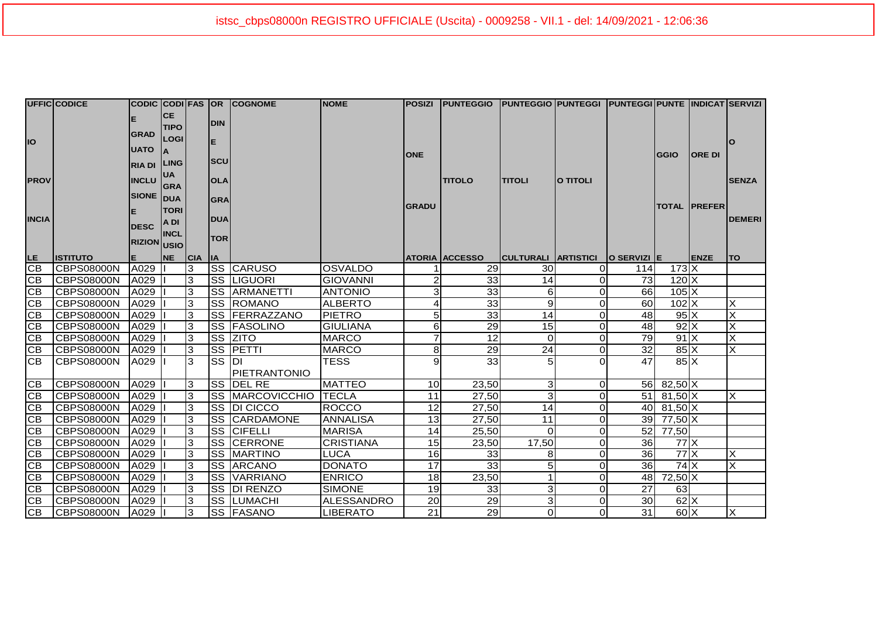istsc_cbps08000n REGISTRO UFFICIALE (Uscita) - 0009258 - VII.1 - del: 14/09/2021 - 12:06:36

| UFFICIO PROVINCIALE | CODICE ISTITUTO | CODICE GRADUATORIA DI INCLUSIONE DESCRIZIONE | CODICE TIPOLOGIA LINGUA GRADUATORIA DI INCLUSIONE | FASCIA | ORDINE SCUOLA GRADUATORIA | COGNOME | NOME | POSIZIONE GRADUATORIA | PUNTEGGIO TITOLO ACCESSO | PUNTEGGIO TITOLI CULTURALI | PUNTEGGIO TITOLI ARTISTICI | PUNTEGGIO SERVIZI | PUNTEGGIO TOTALE | INDICATORE DI PREFERENZE | SERVIZIO SENZA DEMERITO |
|---|---|---|---|---|---|---|---|---|---|---|---|---|---|---|---|
| CB | CBPS08000N | A029 | I | 3 | SS | CARUSO | OSVALDO | 1 | 29 | 30 | 0 | 114 | 173 | X | |
| CB | CBPS08000N | A029 | I | 3 | SS | LIGUORI | GIOVANNI | 2 | 33 | 14 | 0 | 73 | 120 | X | |
| CB | CBPS08000N | A029 | I | 3 | SS | ARMANETTI | ANTONIO | 3 | 33 | 6 | 0 | 66 | 105 | X | |
| CB | CBPS08000N | A029 | I | 3 | SS | ROMANO | ALBERTO | 4 | 33 | 9 | 0 | 60 | 102 | X | X |
| CB | CBPS08000N | A029 | I | 3 | SS | FERRAZZANO | PIETRO | 5 | 33 | 14 | 0 | 48 | 95 | X | X |
| CB | CBPS08000N | A029 | I | 3 | SS | FASOLINO | GIULIANA | 6 | 29 | 15 | 0 | 48 | 92 | X | X |
| CB | CBPS08000N | A029 | I | 3 | SS | ZITO | MARCO | 7 | 12 | 0 | 0 | 79 | 91 | X | X |
| CB | CBPS08000N | A029 | I | 3 | SS | PETTI | MARCO | 8 | 29 | 24 | 0 | 32 | 85 | X | X |
| CB | CBPS08000N | A029 | I | 3 | SS | DI PIETRANTONIO | TESS | 9 | 33 | 5 | 0 | 47 | 85 | X | |
| CB | CBPS08000N | A029 | I | 3 | SS | DEL RE | MATTEO | 10 | 23,50 | 3 | 0 | 56 | 82,50 | X | |
| CB | CBPS08000N | A029 | I | 3 | SS | MARCOVICCHIO | TECLA | 11 | 27,50 | 3 | 0 | 51 | 81,50 | X | X |
| CB | CBPS08000N | A029 | I | 3 | SS | DI CICCO | ROCCO | 12 | 27,50 | 14 | 0 | 40 | 81,50 | X | |
| CB | CBPS08000N | A029 | I | 3 | SS | CARDAMONE | ANNALISA | 13 | 27,50 | 11 | 0 | 39 | 77,50 | X | |
| CB | CBPS08000N | A029 | I | 3 | SS | CIFELLI | MARISA | 14 | 25,50 | 0 | 0 | 52 | 77,50 | | |
| CB | CBPS08000N | A029 | I | 3 | SS | CERRONE | CRISTIANA | 15 | 23,50 | 17,50 | 0 | 36 | 77 | X | |
| CB | CBPS08000N | A029 | I | 3 | SS | MARTINO | LUCA | 16 | 33 | 8 | 0 | 36 | 77 | X | X |
| CB | CBPS08000N | A029 | I | 3 | SS | ARCANO | DONATO | 17 | 33 | 5 | 0 | 36 | 74 | X | X |
| CB | CBPS08000N | A029 | I | 3 | SS | VARRIANO | ENRICO | 18 | 23,50 | 1 | 0 | 48 | 72,50 | X | |
| CB | CBPS08000N | A029 | I | 3 | SS | DI RENZO | SIMONE | 19 | 33 | 3 | 0 | 27 | 63 | | |
| CB | CBPS08000N | A029 | I | 3 | SS | LUMACHI | ALESSANDRO | 20 | 29 | 3 | 0 | 30 | 62 | X | |
| CB | CBPS08000N | A029 | I | 3 | SS | FASANO | LIBERATO | 21 | 29 | 0 | 0 | 31 | 60 | X | X |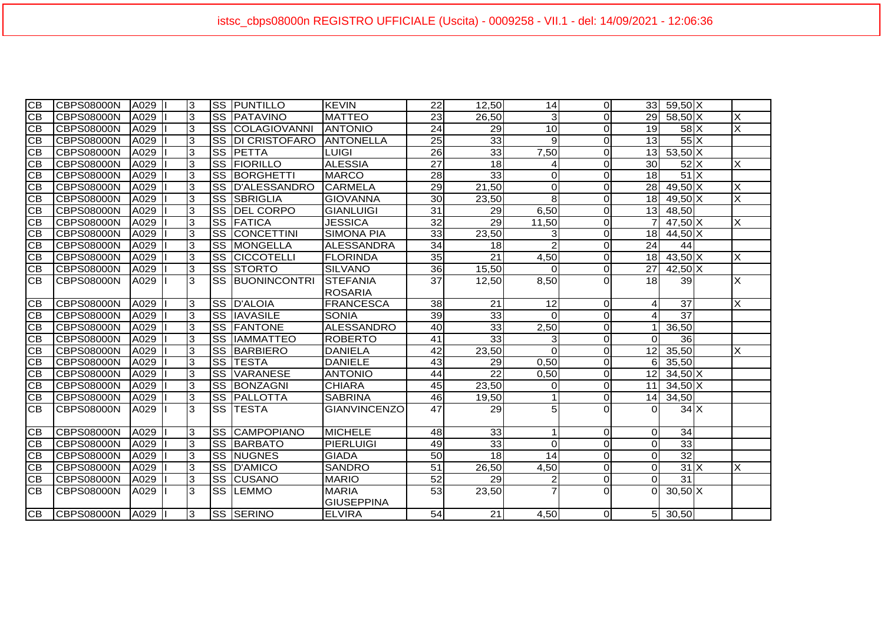| | | | | | | | | | | | | | | | |
|---|---|---|---|---|---|---|---|---|---|---|---|---|---|---|---|
| CB | CBPS08000N | A029 | I | 3 | SS | PUNTILLO | KEVIN | 22 | 12,50 | 14 | 0 | 33 | 59,50 | X | |
| CB | CBPS08000N | A029 | I | 3 | SS | PATAVINO | MATTEO | 23 | 26,50 | 3 | 0 | 29 | 58,50 | X | X |
| CB | CBPS08000N | A029 | I | 3 | SS | COLAGIOVANNI | ANTONIO | 24 | 29 | 10 | 0 | 19 | 58 | X | X |
| CB | CBPS08000N | A029 | I | 3 | SS | DI CRISTOFARO | ANTONELLA | 25 | 33 | 9 | 0 | 13 | 55 | X | |
| CB | CBPS08000N | A029 | I | 3 | SS | PETTA | LUIGI | 26 | 33 | 7,50 | 0 | 13 | 53,50 | X | |
| CB | CBPS08000N | A029 | I | 3 | SS | FIORILLO | ALESSIA | 27 | 18 | 4 | 0 | 30 | 52 | X | X |
| CB | CBPS08000N | A029 | I | 3 | SS | BORGHETTI | MARCO | 28 | 33 | 0 | 0 | 18 | 51 | X | |
| CB | CBPS08000N | A029 | I | 3 | SS | D'ALESSANDRO | CARMELA | 29 | 21,50 | 0 | 0 | 28 | 49,50 | X | X |
| CB | CBPS08000N | A029 | I | 3 | SS | SBRIGLIA | GIOVANNA | 30 | 23,50 | 8 | 0 | 18 | 49,50 | X | X |
| CB | CBPS08000N | A029 | I | 3 | SS | DEL CORPO | GIANLUIGI | 31 | 29 | 6,50 | 0 | 13 | 48,50 | | |
| CB | CBPS08000N | A029 | I | 3 | SS | FATICA | JESSICA | 32 | 29 | 11,50 | 0 | 7 | 47,50 | X | X |
| CB | CBPS08000N | A029 | I | 3 | SS | CONCETTINI | SIMONA PIA | 33 | 23,50 | 3 | 0 | 18 | 44,50 | X | |
| CB | CBPS08000N | A029 | I | 3 | SS | MONGELLA | ALESSANDRA | 34 | 18 | 2 | 0 | 24 | 44 | | |
| CB | CBPS08000N | A029 | I | 3 | SS | CICCOTELLI | FLORINDA | 35 | 21 | 4,50 | 0 | 18 | 43,50 | X | X |
| CB | CBPS08000N | A029 | I | 3 | SS | STORTO | SILVANO | 36 | 15,50 | 0 | 0 | 27 | 42,50 | X | |
| CB | CBPS08000N | A029 | I | 3 | SS | BUONINCONTRI | STEFANIA ROSARIA | 37 | 12,50 | 8,50 | 0 | 18 | 39 | | X |
| CB | CBPS08000N | A029 | I | 3 | SS | D'ALOIA | FRANCESCA | 38 | 21 | 12 | 0 | 4 | 37 | | X |
| CB | CBPS08000N | A029 | I | 3 | SS | IAVASILE | SONIA | 39 | 33 | 0 | 0 | 4 | 37 | | |
| CB | CBPS08000N | A029 | I | 3 | SS | FANTONE | ALESSANDRO | 40 | 33 | 2,50 | 0 | 1 | 36,50 | | |
| CB | CBPS08000N | A029 | I | 3 | SS | IAMMATTEO | ROBERTO | 41 | 33 | 3 | 0 | 0 | 36 | | |
| CB | CBPS08000N | A029 | I | 3 | SS | BARBIERO | DANIELA | 42 | 23,50 | 0 | 0 | 12 | 35,50 | | X |
| CB | CBPS08000N | A029 | I | 3 | SS | TESTA | DANIELE | 43 | 29 | 0,50 | 0 | 6 | 35,50 | | |
| CB | CBPS08000N | A029 | I | 3 | SS | VARANESE | ANTONIO | 44 | 22 | 0,50 | 0 | 12 | 34,50 | X | |
| CB | CBPS08000N | A029 | I | 3 | SS | BONZAGNI | CHIARA | 45 | 23,50 | 0 | 0 | 11 | 34,50 | X | |
| CB | CBPS08000N | A029 | I | 3 | SS | PALLOTTA | SABRINA | 46 | 19,50 | 1 | 0 | 14 | 34,50 | | |
| CB | CBPS08000N | A029 | I | 3 | SS | TESTA | GIANVINCENZO | 47 | 29 | 5 | 0 | 0 | 34 | X | |
| CB | CBPS08000N | A029 | I | 3 | SS | CAMPOPIANO | MICHELE | 48 | 33 | 1 | 0 | 0 | 34 | | |
| CB | CBPS08000N | A029 | I | 3 | SS | BARBATO | PIERLUIGI | 49 | 33 | 0 | 0 | 0 | 33 | | |
| CB | CBPS08000N | A029 | I | 3 | SS | NUGNES | GIADA | 50 | 18 | 14 | 0 | 0 | 32 | | |
| CB | CBPS08000N | A029 | I | 3 | SS | D'AMICO | SANDRO | 51 | 26,50 | 4,50 | 0 | 0 | 31 | X | X |
| CB | CBPS08000N | A029 | I | 3 | SS | CUSANO | MARIO | 52 | 29 | 2 | 0 | 0 | 31 | | |
| CB | CBPS08000N | A029 | I | 3 | SS | LEMMO | MARIA GIUSEPPINA | 53 | 23,50 | 7 | 0 | 0 | 30,50 | X | |
| CB | CBPS08000N | A029 | I | 3 | SS | SERINO | ELVIRA | 54 | 21 | 4,50 | 0 | 5 | 30,50 | | |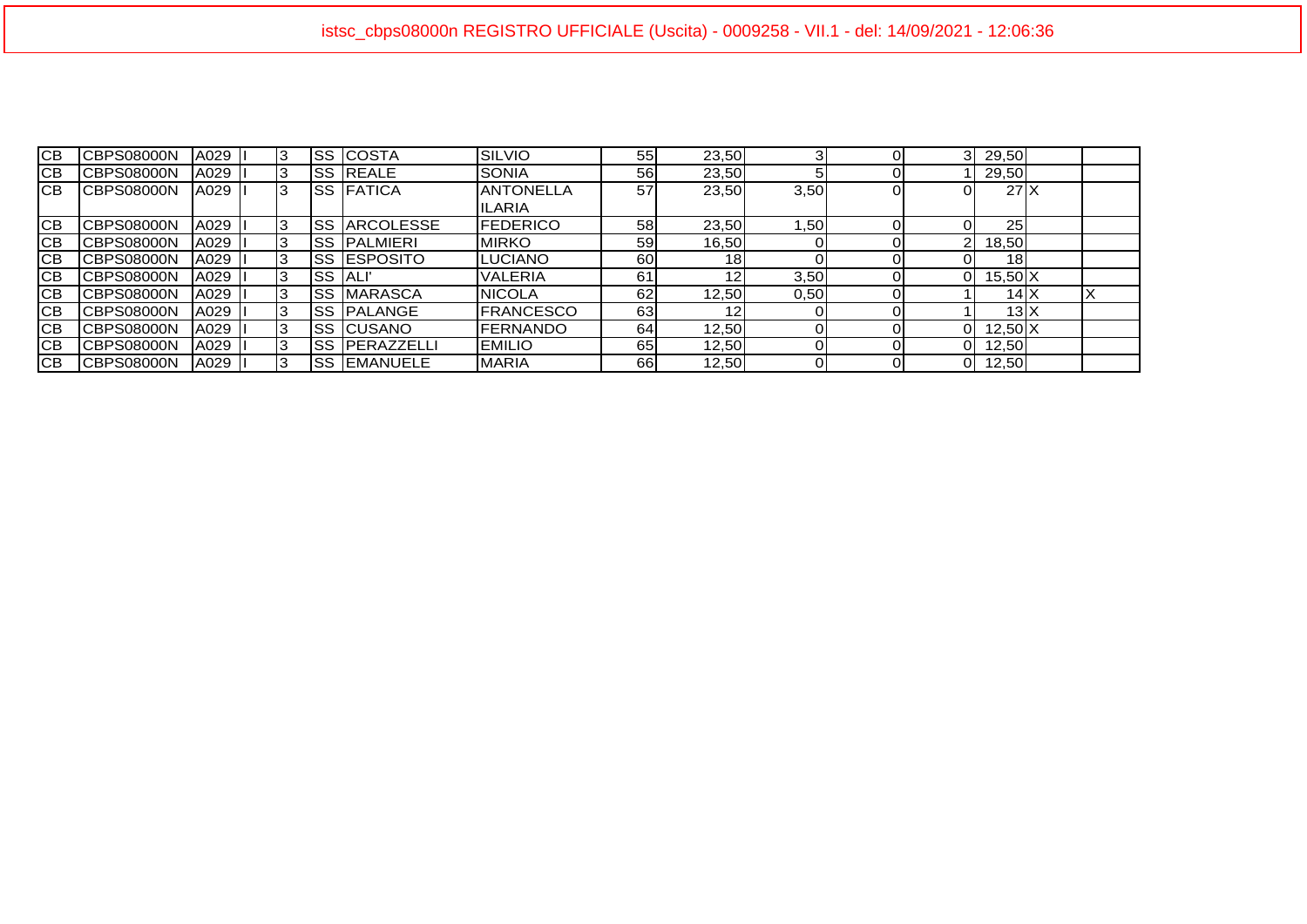| | | | | | | | | | | | | | | | |
|---|---|---|---|---|---|---|---|---|---|---|---|---|---|---|---|
| CB | CBPS08000N | A029 | I | 3 | SS | COSTA | SILVIO | 55 | 23,50 | 3 | 0 | 3 | 29,50 | | |
| CB | CBPS08000N | A029 | I | 3 | SS | REALE | SONIA | 56 | 23,50 | 5 | 0 | 1 | 29,50 | | |
| CB | CBPS08000N | A029 | I | 3 | SS | FATICA | ANTONELLA ILARIA | 57 | 23,50 | 3,50 | 0 | 0 | 27 | X | |
| CB | CBPS08000N | A029 | I | 3 | SS | ARCOLESSE | FEDERICO | 58 | 23,50 | 1,50 | 0 | 0 | 25 | | |
| CB | CBPS08000N | A029 | I | 3 | SS | PALMIERI | MIRKO | 59 | 16,50 | 0 | 0 | 2 | 18,50 | | |
| CB | CBPS08000N | A029 | I | 3 | SS | ESPOSITO | LUCIANO | 60 | 18 | 0 | 0 | 0 | 18 | | |
| CB | CBPS08000N | A029 | I | 3 | SS | ALI' | VALERIA | 61 | 12 | 3,50 | 0 | 0 | 15,50 | X | |
| CB | CBPS08000N | A029 | I | 3 | SS | MARASCA | NICOLA | 62 | 12,50 | 0,50 | 0 | 1 | 14 | X | X |
| CB | CBPS08000N | A029 | I | 3 | SS | PALANGE | FRANCESCO | 63 | 12 | 0 | 0 | 1 | 13 | X | |
| CB | CBPS08000N | A029 | I | 3 | SS | CUSANO | FERNANDO | 64 | 12,50 | 0 | 0 | 0 | 12,50 | X | |
| CB | CBPS08000N | A029 | I | 3 | SS | PERAZZELLI | EMILIO | 65 | 12,50 | 0 | 0 | 0 | 12,50 | | |
| CB | CBPS08000N | A029 | I | 3 | SS | EMANUELE | MARIA | 66 | 12,50 | 0 | 0 | 0 | 12,50 | | |